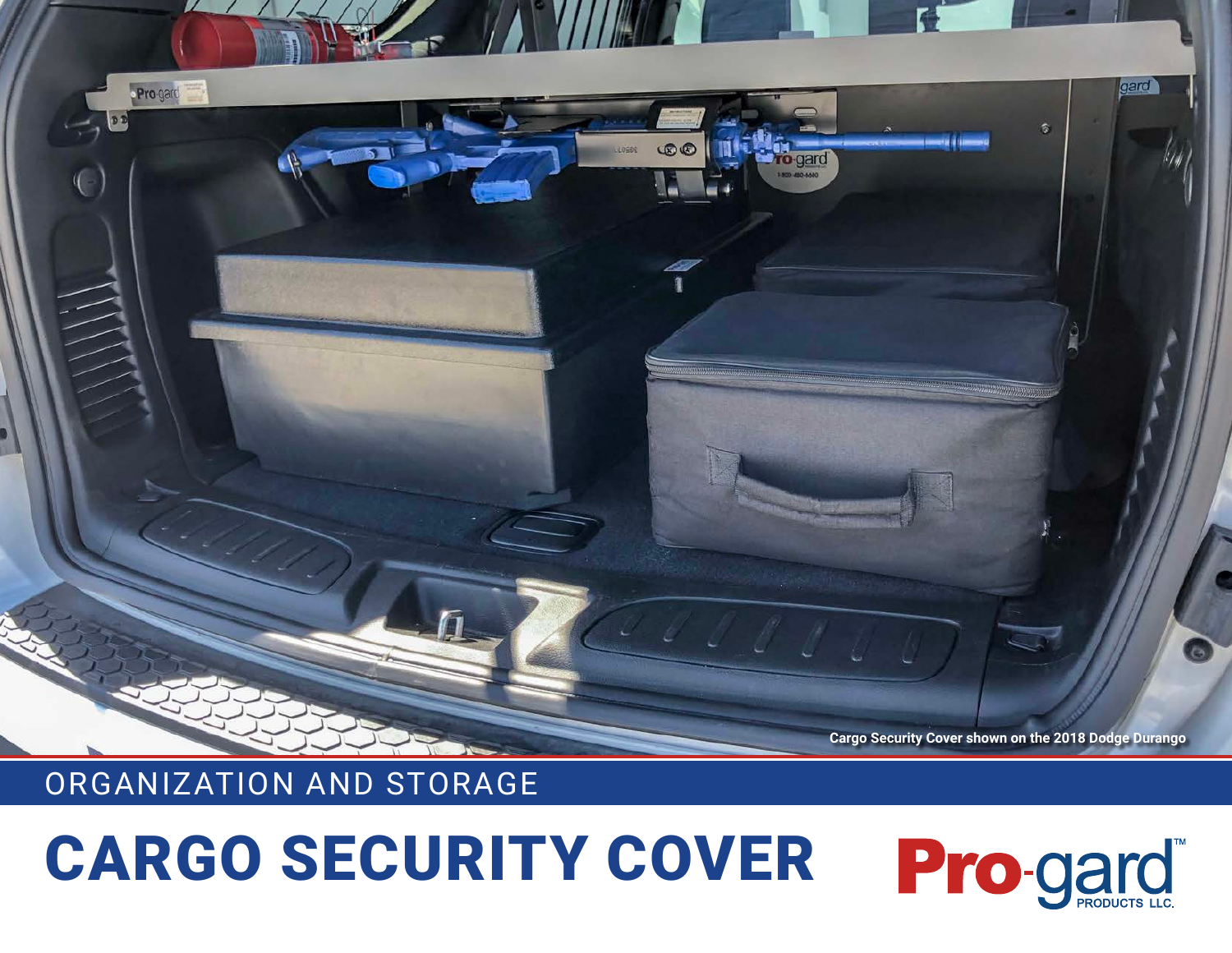Cargo Security Cover shown on the 2018 Dodge Durango

ORGANIZATION AND STORAGE

# CARGO SECURITY COVER

Pro-gard™ PRODUCTS LLC.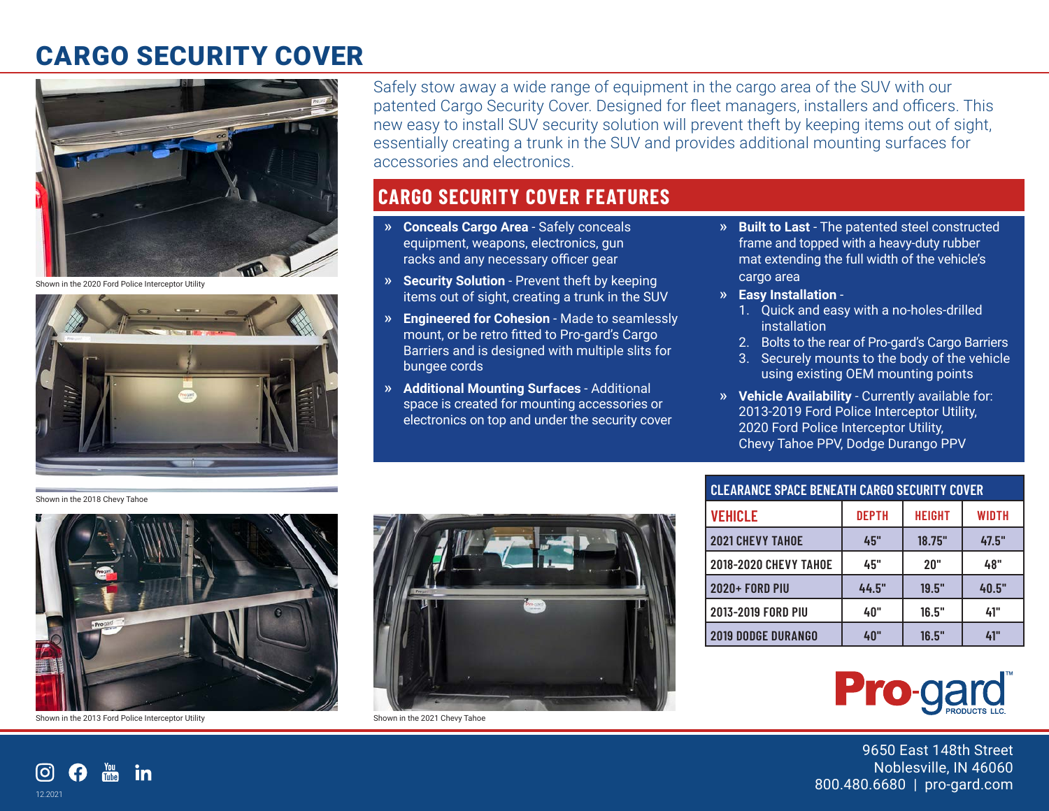# CARGO SECURITY COVER

Shown in the 2020 Ford Police Interceptor Utility

Shown in the 2018 Chevy Tahoe

Shown in the 2013 Ford Police Interceptor Utility

Shown in the 2021 Chevy Tahoe

Safely stow away a wide range of equipment in the cargo area of the SUV with our patented Cargo Security Cover. Designed for fleet managers, installers and officers. This new easy to install SUV security solution will prevent theft by keeping items out of sight, essentially creating a trunk in the SUV and provides additional mounting surfaces for accessories and electronics.

## CARGO SECURITY COVER FEATURES

- **Conceals Cargo Area** - Safely conceals equipment, weapons, electronics, gun racks and any necessary officer gear
- **Security Solution** - Prevent theft by keeping items out of sight, creating a trunk in the SUV
- **Engineered for Cohesion** - Made to seamlessly mount, or be retro fitted to Pro-gard's Cargo Barriers and is designed with multiple slits for bungee cords
- **Additional Mounting Surfaces** - Additional space is created for mounting accessories or electronics on top and under the security cover
- **Built to Last** - The patented steel constructed frame and topped with a heavy-duty rubber mat extending the full width of the vehicle's cargo area
- **Easy Installation** -
  1. Quick and easy with a no-holes-drilled installation
  2. Bolts to the rear of Pro-gard's Cargo Barriers
  3. Securely mounts to the body of the vehicle using existing OEM mounting points
- **Vehicle Availability** - Currently available for: 2013-2019 Ford Police Interceptor Utility, 2020 Ford Police Interceptor Utility, Chevy Tahoe PPV, Dodge Durango PPV

### CLEARANCE SPACE BENEATH CARGO SECURITY COVER

| VEHICLE | DEPTH | HEIGHT | WIDTH |
|---|---|---|---|
| 2021 CHEVY TAHOE | 45" | 18.75" | 47.5" |
| 2018-2020 CHEVY TAHOE | 45" | 20" | 48" |
| 2020+ FORD PIU | 44.5" | 19.5" | 40.5" |
| 2013-2019 FORD PIU | 40" | 16.5" | 41" |
| 2019 DODGE DURANGO | 40" | 16.5" | 41" |

Pro-gard™ PRODUCTS LLC.

9650 East 148th Street
Noblesville, IN 46060
800.480.6680 | pro-gard.com

12.2021